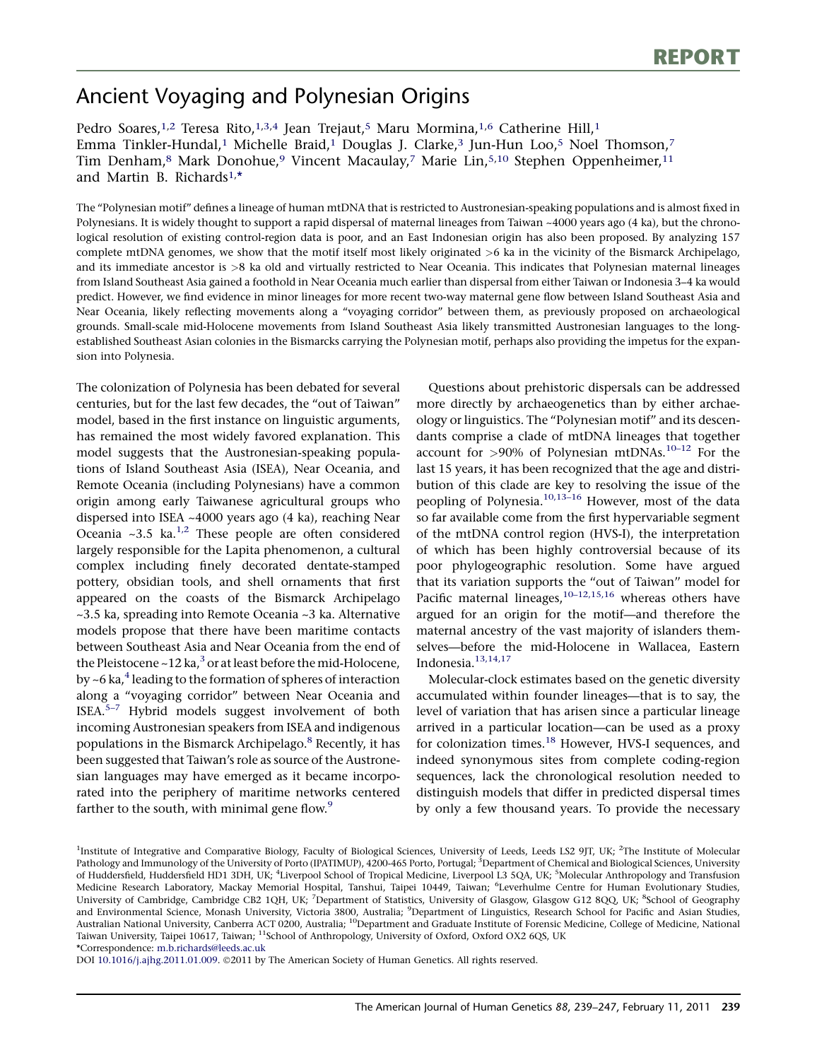REPORT

# Ancient Voyaging and Polynesian Origins

Pedro Soares,[1,2] Teresa Rito,[1,3,4] Jean Trejaut,[5] Maru Mormina,[1,6] Catherine Hill,[1] Emma Tinkler-Hundal,[1] Michelle Braid,[1] Douglas J. Clarke,[3] Jun-Hun Loo,[5] Noel Thomson,[7] Tim Denham,[8] Mark Donohue,[9] Vincent Macaulay,[7] Marie Lin,[5,10] Stephen Oppenheimer,[11] and Martin B. Richards[1,*]

The "Polynesian motif" defines a lineage of human mtDNA that is restricted to Austronesian-speaking populations and is almost fixed in Polynesians. It is widely thought to support a rapid dispersal of maternal lineages from Taiwan ~4000 years ago (4 ka), but the chronological resolution of existing control-region data is poor, and an East Indonesian origin has also been proposed. By analyzing 157 complete mtDNA genomes, we show that the motif itself most likely originated >6 ka in the vicinity of the Bismarck Archipelago, and its immediate ancestor is >8 ka old and virtually restricted to Near Oceania. This indicates that Polynesian maternal lineages from Island Southeast Asia gained a foothold in Near Oceania much earlier than dispersal from either Taiwan or Indonesia 3–4 ka would predict. However, we find evidence in minor lineages for more recent two-way maternal gene flow between Island Southeast Asia and Near Oceania, likely reflecting movements along a "voyaging corridor" between them, as previously proposed on archaeological grounds. Small-scale mid-Holocene movements from Island Southeast Asia likely transmitted Austronesian languages to the long-established Southeast Asian colonies in the Bismarcks carrying the Polynesian motif, perhaps also providing the impetus for the expansion into Polynesia.

The colonization of Polynesia has been debated for several centuries, but for the last few decades, the "out of Taiwan" model, based in the first instance on linguistic arguments, has remained the most widely favored explanation. This model suggests that the Austronesian-speaking populations of Island Southeast Asia (ISEA), Near Oceania, and Remote Oceania (including Polynesians) have a common origin among early Taiwanese agricultural groups who dispersed into ISEA ~4000 years ago (4 ka), reaching Near Oceania ~3.5 ka.[1,2] These people are often considered largely responsible for the Lapita phenomenon, a cultural complex including finely decorated dentate-stamped pottery, obsidian tools, and shell ornaments that first appeared on the coasts of the Bismarck Archipelago ~3.5 ka, spreading into Remote Oceania ~3 ka. Alternative models propose that there have been maritime contacts between Southeast Asia and Near Oceania from the end of the Pleistocene ~12 ka,[3] or at least before the mid-Holocene, by ~6 ka,[4] leading to the formation of spheres of interaction along a "voyaging corridor" between Near Oceania and ISEA.[5–7] Hybrid models suggest involvement of both incoming Austronesian speakers from ISEA and indigenous populations in the Bismarck Archipelago.[8] Recently, it has been suggested that Taiwan's role as source of the Austronesian languages may have emerged as it became incorporated into the periphery of maritime networks centered farther to the south, with minimal gene flow.[9]

Questions about prehistoric dispersals can be addressed more directly by archaeogenetics than by either archaeology or linguistics. The "Polynesian motif" and its descendants comprise a clade of mtDNA lineages that together account for >90% of Polynesian mtDNAs.[10–12] For the last 15 years, it has been recognized that the age and distribution of this clade are key to resolving the issue of the peopling of Polynesia.[10,13–16] However, most of the data so far available come from the first hypervariable segment of the mtDNA control region (HVS-I), the interpretation of which has been highly controversial because of its poor phylogeographic resolution. Some have argued that its variation supports the "out of Taiwan" model for Pacific maternal lineages,[10–12,15,16] whereas others have argued for an origin for the motif—and therefore the maternal ancestry of the vast majority of islanders themselves—before the mid-Holocene in Wallacea, Eastern Indonesia.[13,14,17]

Molecular-clock estimates based on the genetic diversity accumulated within founder lineages—that is to say, the level of variation that has arisen since a particular lineage arrived in a particular location—can be used as a proxy for colonization times.[18] However, HVS-I sequences, and indeed synonymous sites from complete coding-region sequences, lack the chronological resolution needed to distinguish models that differ in predicted dispersal times by only a few thousand years. To provide the necessary

[1]Institute of Integrative and Comparative Biology, Faculty of Biological Sciences, University of Leeds, Leeds LS2 9JT, UK; [2]The Institute of Molecular Pathology and Immunology of the University of Porto (IPATIMUP), 4200-465 Porto, Portugal; [3]Department of Chemical and Biological Sciences, University of Huddersfield, Huddersfield HD1 3DH, UK; [4]Liverpool School of Tropical Medicine, Liverpool L3 5QA, UK; [5]Molecular Anthropology and Transfusion Medicine Research Laboratory, Mackay Memorial Hospital, Tanshui, Taipei 10449, Taiwan; [6]Leverhulme Centre for Human Evolutionary Studies, University of Cambridge, Cambridge CB2 1QH, UK; [7]Department of Statistics, University of Glasgow, Glasgow G12 8QQ, UK; [8]School of Geography and Environmental Science, Monash University, Victoria 3800, Australia; [9]Department of Linguistics, Research School for Pacific and Asian Studies, Australian National University, Canberra ACT 0200, Australia; [10]Department and Graduate Institute of Forensic Medicine, College of Medicine, National Taiwan University, Taipei 10617, Taiwan; [11]School of Anthropology, University of Oxford, Oxford OX2 6QS, UK

*Correspondence: m.b.richards@leeds.ac.uk

DOI 10.1016/j.ajhg.2011.01.009. ©2011 by The American Society of Human Genetics. All rights reserved.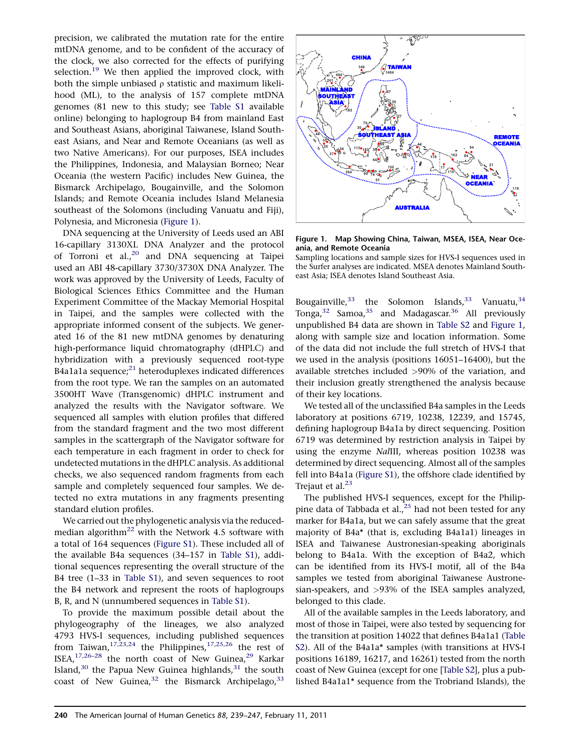precision, we calibrated the mutation rate for the entire mtDNA genome, and to be confident of the accuracy of the clock, we also corrected for the effects of purifying selection.[19] We then applied the improved clock, with both the simple unbiased ρ statistic and maximum likelihood (ML), to the analysis of 157 complete mtDNA genomes (81 new to this study; see Table S1 available online) belonging to haplogroup B4 from mainland East and Southeast Asians, aboriginal Taiwanese, Island Southeast Asians, and Near and Remote Oceanians (as well as two Native Americans). For our purposes, ISEA includes the Philippines, Indonesia, and Malaysian Borneo; Near Oceania (the western Pacific) includes New Guinea, the Bismarck Archipelago, Bougainville, and the Solomon Islands; and Remote Oceania includes Island Melanesia southeast of the Solomons (including Vanuatu and Fiji), Polynesia, and Micronesia (Figure 1).

DNA sequencing at the University of Leeds used an ABI 16-capillary 3130XL DNA Analyzer and the protocol of Torroni et al.,[20] and DNA sequencing at Taipei used an ABI 48-capillary 3730/3730X DNA Analyzer. The work was approved by the University of Leeds, Faculty of Biological Sciences Ethics Committee and the Human Experiment Committee of the Mackay Memorial Hospital in Taipei, and the samples were collected with the appropriate informed consent of the subjects. We generated 16 of the 81 new mtDNA genomes by denaturing high-performance liquid chromatography (dHPLC) and hybridization with a previously sequenced root-type B4a1a1a sequence;[21] heteroduplexes indicated differences from the root type. We ran the samples on an automated 3500HT Wave (Transgenomic) dHPLC instrument and analyzed the results with the Navigator software. We sequenced all samples with elution profiles that differed from the standard fragment and the two most different samples in the scattergraph of the Navigator software for each temperature in each fragment in order to check for undetected mutations in the dHPLC analysis. As additional checks, we also sequenced random fragments from each sample and completely sequenced four samples. We detected no extra mutations in any fragments presenting standard elution profiles.

We carried out the phylogenetic analysis via the reduced-median algorithm[22] with the Network 4.5 software with a total of 164 sequences (Figure S1). These included all of the available B4a sequences (34–157 in Table S1), additional sequences representing the overall structure of the B4 tree (1–33 in Table S1), and seven sequences to root the B4 network and represent the roots of haplogroups B, R, and N (unnumbered sequences in Table S1).

To provide the maximum possible detail about the phylogeography of the lineages, we also analyzed 4793 HVS-I sequences, including published sequences from Taiwan,[17,23,24] the Philippines,[17,25,26] the rest of ISEA,[17,26–28] the north coast of New Guinea,[29] Karkar Island,[30] the Papua New Guinea highlands,[31] the south coast of New Guinea,[32] the Bismarck Archipelago,[33] Bougainville,[33] the Solomon Islands,[33] Vanuatu,[34] Tonga,[32] Samoa,[35] and Madagascar.[36] All previously unpublished B4 data are shown in Table S2 and Figure 1, along with sample size and location information. Some of the data did not include the full stretch of HVS-I that we used in the analysis (positions 16051–16400), but the available stretches included >90% of the variation, and their inclusion greatly strengthened the analysis because of their key locations.

**Figure 1. Map Showing China, Taiwan, MSEA, ISEA, Near Oceania, and Remote Oceania**
Sampling locations and sample sizes for HVS-I sequences used in the Surfer analyses are indicated. MSEA denotes Mainland Southeast Asia; ISEA denotes Island Southeast Asia.

We tested all of the unclassified B4a samples in the Leeds laboratory at positions 6719, 10238, 12239, and 15745, defining haplogroup B4a1a by direct sequencing. Position 6719 was determined by restriction analysis in Taipei by using the enzyme *Nal*III, whereas position 10238 was determined by direct sequencing. Almost all of the samples fell into B4a1a (Figure S1), the offshore clade identified by Trejaut et al.[23]

The published HVS-I sequences, except for the Philippine data of Tabbada et al.,[25] had not been tested for any marker for B4a1a, but we can safely assume that the great majority of B4a* (that is, excluding B4a1a1) lineages in ISEA and Taiwanese Austronesian-speaking aboriginals belong to B4a1a. With the exception of B4a2, which can be identified from its HVS-I motif, all of the B4a samples we tested from aboriginal Taiwanese Austronesian-speakers, and >93% of the ISEA samples analyzed, belonged to this clade.

All of the available samples in the Leeds laboratory, and most of those in Taipei, were also tested by sequencing for the transition at position 14022 that defines B4a1a1 (Table S2). All of the B4a1a* samples (with transitions at HVS-I positions 16189, 16217, and 16261) tested from the north coast of New Guinea (except for one [Table S2], plus a published B4a1a1* sequence from the Trobriand Islands), the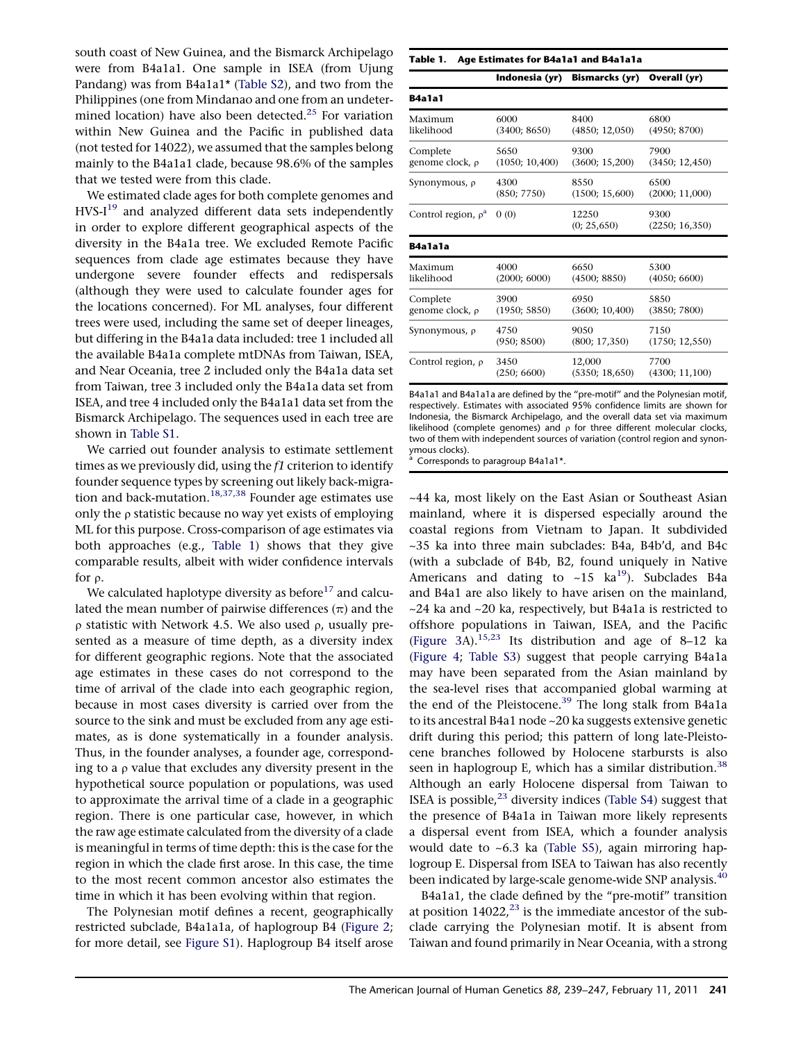south coast of New Guinea, and the Bismarck Archipelago were from B4a1a1. One sample in ISEA (from Ujung Pandang) was from B4a1a1* (Table S2), and two from the Philippines (one from Mindanao and one from an undetermined location) have also been detected.[25] For variation within New Guinea and the Pacific in published data (not tested for 14022), we assumed that the samples belong mainly to the B4a1a1 clade, because 98.6% of the samples that we tested were from this clade.

We estimated clade ages for both complete genomes and HVS-I[19] and analyzed different data sets independently in order to explore different geographical aspects of the diversity in the B4a1a tree. We excluded Remote Pacific sequences from clade age estimates because they have undergone severe founder effects and redispersals (although they were used to calculate founder ages for the locations concerned). For ML analyses, four different trees were used, including the same set of deeper lineages, but differing in the B4a1a data included: tree 1 included all the available B4a1a complete mtDNAs from Taiwan, ISEA, and Near Oceania, tree 2 included only the B4a1a data set from Taiwan, tree 3 included only the B4a1a data set from ISEA, and tree 4 included only the B4a1a1 data set from the Bismarck Archipelago. The sequences used in each tree are shown in Table S1.

We carried out founder analysis to estimate settlement times as we previously did, using the *f1* criterion to identify founder sequence types by screening out likely back-migration and back-mutation.[18,37,38] Founder age estimates use only the ρ statistic because no way yet exists of employing ML for this purpose. Cross-comparison of age estimates via both approaches (e.g., Table 1) shows that they give comparable results, albeit with wider confidence intervals for ρ.

We calculated haplotype diversity as before[17] and calculated the mean number of pairwise differences (π) and the ρ statistic with Network 4.5. We also used ρ, usually presented as a measure of time depth, as a diversity index for different geographic regions. Note that the associated age estimates in these cases do not correspond to the time of arrival of the clade into each geographic region, because in most cases diversity is carried over from the source to the sink and must be excluded from any age estimates, as is done systematically in a founder analysis. Thus, in the founder analyses, a founder age, corresponding to a ρ value that excludes any diversity present in the hypothetical source population or populations, was used to approximate the arrival time of a clade in a geographic region. There is one particular case, however, in which the raw age estimate calculated from the diversity of a clade is meaningful in terms of time depth: this is the case for the region in which the clade first arose. In this case, the time to the most recent common ancestor also estimates the time in which it has been evolving within that region.

The Polynesian motif defines a recent, geographically restricted subclade, B4a1a1a, of haplogroup B4 (Figure 2; for more detail, see Figure S1). Haplogroup B4 itself arose

**Table 1. Age Estimates for B4a1a1 and B4a1a1a**

| | Indonesia (yr) | Bismarcks (yr) | Overall (yr) |
|---|---|---|---|
| **B4a1a1** | | | |
| Maximum likelihood | 6000 (3400; 8650) | 8400 (4850; 12,050) | 6800 (4950; 8700) |
| Complete genome clock, ρ | 5650 (1050; 10,400) | 9300 (3600; 15,200) | 7900 (3450; 12,450) |
| Synonymous, ρ | 4300 (850; 7750) | 8550 (1500; 15,600) | 6500 (2000; 11,000) |
| Control region, ρ[a] | 0 (0) | 12250 (0; 25,650) | 9300 (2250; 16,350) |
| **B4a1a1a** | | | |
| Maximum likelihood | 4000 (2000; 6000) | 6650 (4500; 8850) | 5300 (4050; 6600) |
| Complete genome clock, ρ | 3900 (1950; 5850) | 6950 (3600; 10,400) | 5850 (3850; 7800) |
| Synonymous, ρ | 4750 (950; 8500) | 9050 (800; 17,350) | 7150 (1750; 12,550) |
| Control region, ρ | 3450 (250; 6600) | 12,000 (5350; 18,650) | 7700 (4300; 11,100) |

B4a1a1 and B4a1a1a are defined by the "pre-motif" and the Polynesian motif, respectively. Estimates with associated 95% confidence limits are shown for Indonesia, the Bismarck Archipelago, and the overall data set via maximum likelihood (complete genomes) and ρ for three different molecular clocks, two of them with independent sources of variation (control region and synonymous clocks).
[a] Corresponds to paragroup B4a1a1*.

~44 ka, most likely on the East Asian or Southeast Asian mainland, where it is dispersed especially around the coastal regions from Vietnam to Japan. It subdivided ~35 ka into three main subclades: B4a, B4b'd, and B4c (with a subclade of B4b, B2, found uniquely in Native Americans and dating to ~15 ka[19]). Subclades B4a and B4a1 are also likely to have arisen on the mainland, ~24 ka and ~20 ka, respectively, but B4a1a is restricted to offshore populations in Taiwan, ISEA, and the Pacific (Figure 3A).[15,23] Its distribution and age of 8–12 ka (Figure 4; Table S3) suggest that people carrying B4a1a may have been separated from the Asian mainland by the sea-level rises that accompanied global warming at the end of the Pleistocene.[39] The long stalk from B4a1a to its ancestral B4a1 node ~20 ka suggests extensive genetic drift during this period; this pattern of long late-Pleistocene branches followed by Holocene starbursts is also seen in haplogroup E, which has a similar distribution.[38] Although an early Holocene dispersal from Taiwan to ISEA is possible,[23] diversity indices (Table S4) suggest that the presence of B4a1a in Taiwan more likely represents a dispersal event from ISEA, which a founder analysis would date to ~6.3 ka (Table S5), again mirroring haplogroup E. Dispersal from ISEA to Taiwan has also recently been indicated by large-scale genome-wide SNP analysis.[40]

B4a1a1, the clade defined by the "pre-motif" transition at position 14022,[23] is the immediate ancestor of the subclade carrying the Polynesian motif. It is absent from Taiwan and found primarily in Near Oceania, with a strong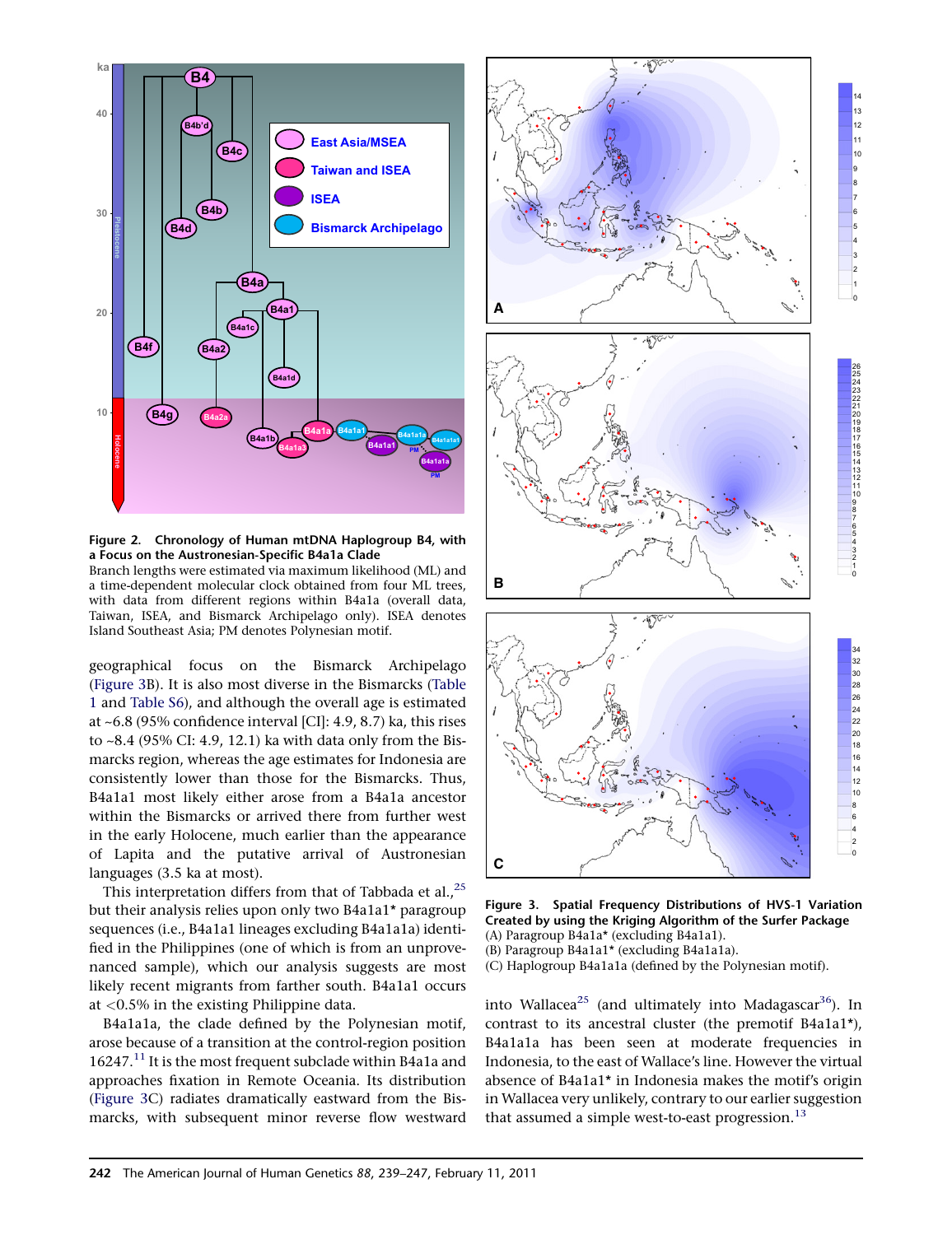**Figure 2. Chronology of Human mtDNA Haplogroup B4, with a Focus on the Austronesian-Specific B4a1a Clade**

Branch lengths were estimated via maximum likelihood (ML) and a time-dependent molecular clock obtained from four ML trees, with data from different regions within B4a1a (overall data, Taiwan, ISEA, and Bismarck Archipelago only). ISEA denotes Island Southeast Asia; PM denotes Polynesian motif.

geographical focus on the Bismarck Archipelago (Figure 3B). It is also most diverse in the Bismarcks (Table 1 and Table S6), and although the overall age is estimated at ~6.8 (95% confidence interval [CI]: 4.9, 8.7) ka, this rises to ~8.4 (95% CI: 4.9, 12.1) ka with data only from the Bismarcks region, whereas the age estimates for Indonesia are consistently lower than those for the Bismarcks. Thus, B4a1a1 most likely either arose from a B4a1a ancestor within the Bismarcks or arrived there from further west in the early Holocene, much earlier than the appearance of Lapita and the putative arrival of Austronesian languages (3.5 ka at most).

This interpretation differs from that of Tabbada et al.,[25] but their analysis relies upon only two B4a1a1* paragroup sequences (i.e., B4a1a1 lineages excluding B4a1a1a) identified in the Philippines (one of which is from an unprovenanced sample), which our analysis suggests are most likely recent migrants from farther south. B4a1a1 occurs at <0.5% in the existing Philippine data.

B4a1a1a, the clade defined by the Polynesian motif, arose because of a transition at the control-region position 16247.[11] It is the most frequent subclade within B4a1a and approaches fixation in Remote Oceania. Its distribution (Figure 3C) radiates dramatically eastward from the Bismarcks, with subsequent minor reverse flow westward into Wallacea[25] (and ultimately into Madagascar[36]). In contrast to its ancestral cluster (the premotif B4a1a1*), B4a1a1a has been seen at moderate frequencies in Indonesia, to the east of Wallace's line. However the virtual absence of B4a1a1* in Indonesia makes the motif's origin in Wallacea very unlikely, contrary to our earlier suggestion that assumed a simple west-to-east progression.[13]

**Figure 3. Spatial Frequency Distributions of HVS-1 Variation Created by using the Kriging Algorithm of the Surfer Package**

(A) Paragroup B4a1a* (excluding B4a1a1).
(B) Paragroup B4a1a1* (excluding B4a1a1a).
(C) Haplogroup B4a1a1a (defined by the Polynesian motif).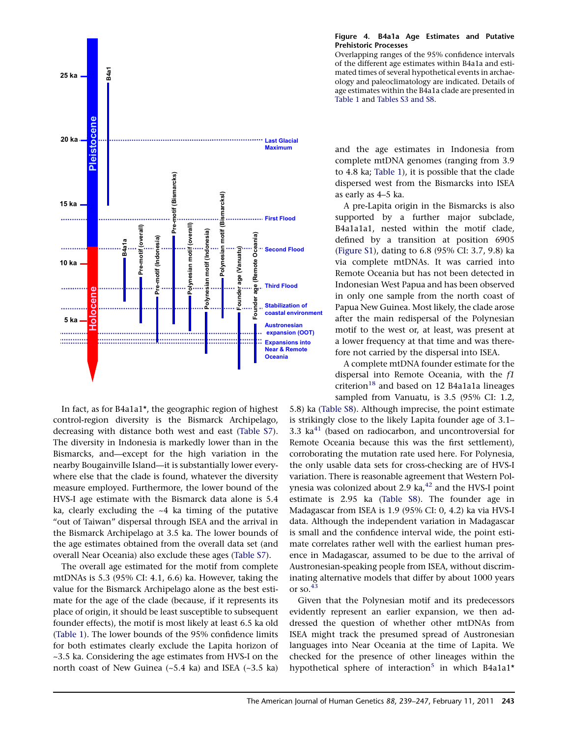**Figure 4. B4a1a Age Estimates and Putative Prehistoric Processes**

Overlapping ranges of the 95% confidence intervals of the different age estimates within B4a1a and estimated times of several hypothetical events in archaeology and paleoclimatology are indicated. Details of age estimates within the B4a1a clade are presented in Table 1 and Tables S3 and S8.

In fact, as for B4a1a1*, the geographic region of highest control-region diversity is the Bismarck Archipelago, decreasing with distance both west and east (Table S7). The diversity in Indonesia is markedly lower than in the Bismarcks, and—except for the high variation in the nearby Bougainville Island—it is substantially lower everywhere else that the clade is found, whatever the diversity measure employed. Furthermore, the lower bound of the HVS-I age estimate with the Bismarck data alone is 5.4 ka, clearly excluding the ~4 ka timing of the putative "out of Taiwan" dispersal through ISEA and the arrival in the Bismarck Archipelago at 3.5 ka. The lower bounds of the age estimates obtained from the overall data set (and overall Near Oceania) also exclude these ages (Table S7).

The overall age estimated for the motif from complete mtDNAs is 5.3 (95% CI: 4.1, 6.6) ka. However, taking the value for the Bismarck Archipelago alone as the best estimate for the age of the clade (because, if it represents its place of origin, it should be least susceptible to subsequent founder effects), the motif is most likely at least 6.5 ka old (Table 1). The lower bounds of the 95% confidence limits for both estimates clearly exclude the Lapita horizon of ~3.5 ka. Considering the age estimates from HVS-I on the north coast of New Guinea (~5.4 ka) and ISEA (~3.5 ka) and the age estimates in Indonesia from complete mtDNA genomes (ranging from 3.9 to 4.8 ka; Table 1), it is possible that the clade dispersed west from the Bismarcks into ISEA as early as 4–5 ka.

A pre-Lapita origin in the Bismarcks is also supported by a further major subclade, B4a1a1a1, nested within the motif clade, defined by a transition at position 6905 (Figure S1), dating to 6.8 (95% CI: 3.7, 9.8) ka via complete mtDNAs. It was carried into Remote Oceania but has not been detected in Indonesian West Papua and has been observed in only one sample from the north coast of Papua New Guinea. Most likely, the clade arose after the main redispersal of the Polynesian motif to the west or, at least, was present at a lower frequency at that time and was therefore not carried by the dispersal into ISEA.

A complete mtDNA founder estimate for the dispersal into Remote Oceania, with the *f1* criterion[18] and based on 12 B4a1a1a lineages sampled from Vanuatu, is 3.5 (95% CI: 1.2, 5.8) ka (Table S8). Although imprecise, the point estimate is strikingly close to the likely Lapita founder age of 3.1–3.3 ka[41] (based on radiocarbon, and uncontroversial for Remote Oceania because this was the first settlement), corroborating the mutation rate used here. For Polynesia, the only usable data sets for cross-checking are of HVS-I variation. There is reasonable agreement that Western Polynesia was colonized about 2.9 ka,[42] and the HVS-I point estimate is 2.95 ka (Table S8). The founder age in Madagascar from ISEA is 1.9 (95% CI: 0, 4.2) ka via HVS-I data. Although the independent variation in Madagascar is small and the confidence interval wide, the point estimate correlates rather well with the earliest human presence in Madagascar, assumed to be due to the arrival of Austronesian-speaking people from ISEA, without discriminating alternative models that differ by about 1000 years or so.[43]

Given that the Polynesian motif and its predecessors evidently represent an earlier expansion, we then addressed the question of whether other mtDNAs from ISEA might track the presumed spread of Austronesian languages into Near Oceania at the time of Lapita. We checked for the presence of other lineages within the hypothetical sphere of interaction[5] in which B4a1a1*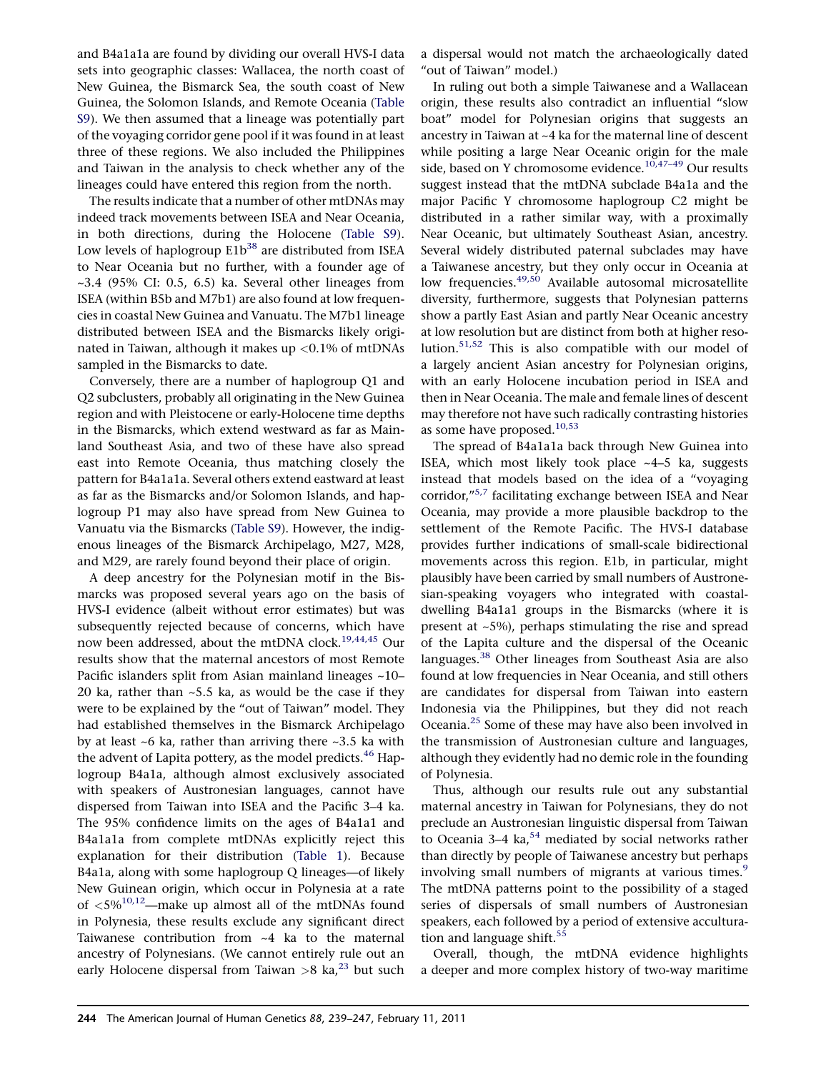and B4a1a1a are found by dividing our overall HVS-I data sets into geographic classes: Wallacea, the north coast of New Guinea, the Bismarck Sea, the south coast of New Guinea, the Solomon Islands, and Remote Oceania (Table S9). We then assumed that a lineage was potentially part of the voyaging corridor gene pool if it was found in at least three of these regions. We also included the Philippines and Taiwan in the analysis to check whether any of the lineages could have entered this region from the north.

The results indicate that a number of other mtDNAs may indeed track movements between ISEA and Near Oceania, in both directions, during the Holocene (Table S9). Low levels of haplogroup E1b[38] are distributed from ISEA to Near Oceania but no further, with a founder age of ~3.4 (95% CI: 0.5, 6.5) ka. Several other lineages from ISEA (within B5b and M7b1) are also found at low frequencies in coastal New Guinea and Vanuatu. The M7b1 lineage distributed between ISEA and the Bismarcks likely originated in Taiwan, although it makes up <0.1% of mtDNAs sampled in the Bismarcks to date.

Conversely, there are a number of haplogroup Q1 and Q2 subclusters, probably all originating in the New Guinea region and with Pleistocene or early-Holocene time depths in the Bismarcks, which extend westward as far as Mainland Southeast Asia, and two of these have also spread east into Remote Oceania, thus matching closely the pattern for B4a1a1a. Several others extend eastward at least as far as the Bismarcks and/or Solomon Islands, and haplogroup P1 may also have spread from New Guinea to Vanuatu via the Bismarcks (Table S9). However, the indigenous lineages of the Bismarck Archipelago, M27, M28, and M29, are rarely found beyond their place of origin.

A deep ancestry for the Polynesian motif in the Bismarcks was proposed several years ago on the basis of HVS-I evidence (albeit without error estimates) but was subsequently rejected because of concerns, which have now been addressed, about the mtDNA clock.[19,44,45] Our results show that the maternal ancestors of most Remote Pacific islanders split from Asian mainland lineages ~10–20 ka, rather than ~5.5 ka, as would be the case if they were to be explained by the "out of Taiwan" model. They had established themselves in the Bismarck Archipelago by at least ~6 ka, rather than arriving there ~3.5 ka with the advent of Lapita pottery, as the model predicts.[46] Haplogroup B4a1a, although almost exclusively associated with speakers of Austronesian languages, cannot have dispersed from Taiwan into ISEA and the Pacific 3–4 ka. The 95% confidence limits on the ages of B4a1a1 and B4a1a1a from complete mtDNAs explicitly reject this explanation for their distribution (Table 1). Because B4a1a, along with some haplogroup Q lineages—of likely New Guinean origin, which occur in Polynesia at a rate of <5%[10,12]—make up almost all of the mtDNAs found in Polynesia, these results exclude any significant direct Taiwanese contribution from ~4 ka to the maternal ancestry of Polynesians. (We cannot entirely rule out an early Holocene dispersal from Taiwan >8 ka,[23] but such a dispersal would not match the archaeologically dated "out of Taiwan" model.)

In ruling out both a simple Taiwanese and a Wallacean origin, these results also contradict an influential "slow boat" model for Polynesian origins that suggests an ancestry in Taiwan at ~4 ka for the maternal line of descent while positing a large Near Oceanic origin for the male side, based on Y chromosome evidence.[10,47–49] Our results suggest instead that the mtDNA subclade B4a1a and the major Pacific Y chromosome haplogroup C2 might be distributed in a rather similar way, with a proximally Near Oceanic, but ultimately Southeast Asian, ancestry. Several widely distributed paternal subclades may have a Taiwanese ancestry, but they only occur in Oceania at low frequencies.[49,50] Available autosomal microsatellite diversity, furthermore, suggests that Polynesian patterns show a partly East Asian and partly Near Oceanic ancestry at low resolution but are distinct from both at higher resolution.[51,52] This is also compatible with our model of a largely ancient Asian ancestry for Polynesian origins, with an early Holocene incubation period in ISEA and then in Near Oceania. The male and female lines of descent may therefore not have such radically contrasting histories as some have proposed.[10,53]

The spread of B4a1a1a back through New Guinea into ISEA, which most likely took place ~4–5 ka, suggests instead that models based on the idea of a "voyaging corridor,"[5,7] facilitating exchange between ISEA and Near Oceania, may provide a more plausible backdrop to the settlement of the Remote Pacific. The HVS-I database provides further indications of small-scale bidirectional movements across this region. E1b, in particular, might plausibly have been carried by small numbers of Austronesian-speaking voyagers who integrated with coastal-dwelling B4a1a1 groups in the Bismarcks (where it is present at ~5%), perhaps stimulating the rise and spread of the Lapita culture and the dispersal of the Oceanic languages.[38] Other lineages from Southeast Asia are also found at low frequencies in Near Oceania, and still others are candidates for dispersal from Taiwan into eastern Indonesia via the Philippines, but they did not reach Oceania.[25] Some of these may have also been involved in the transmission of Austronesian culture and languages, although they evidently had no demic role in the founding of Polynesia.

Thus, although our results rule out any substantial maternal ancestry in Taiwan for Polynesians, they do not preclude an Austronesian linguistic dispersal from Taiwan to Oceania 3–4 ka,[54] mediated by social networks rather than directly by people of Taiwanese ancestry but perhaps involving small numbers of migrants at various times.[9] The mtDNA patterns point to the possibility of a staged series of dispersals of small numbers of Austronesian speakers, each followed by a period of extensive acculturation and language shift.[55]

Overall, though, the mtDNA evidence highlights a deeper and more complex history of two-way maritime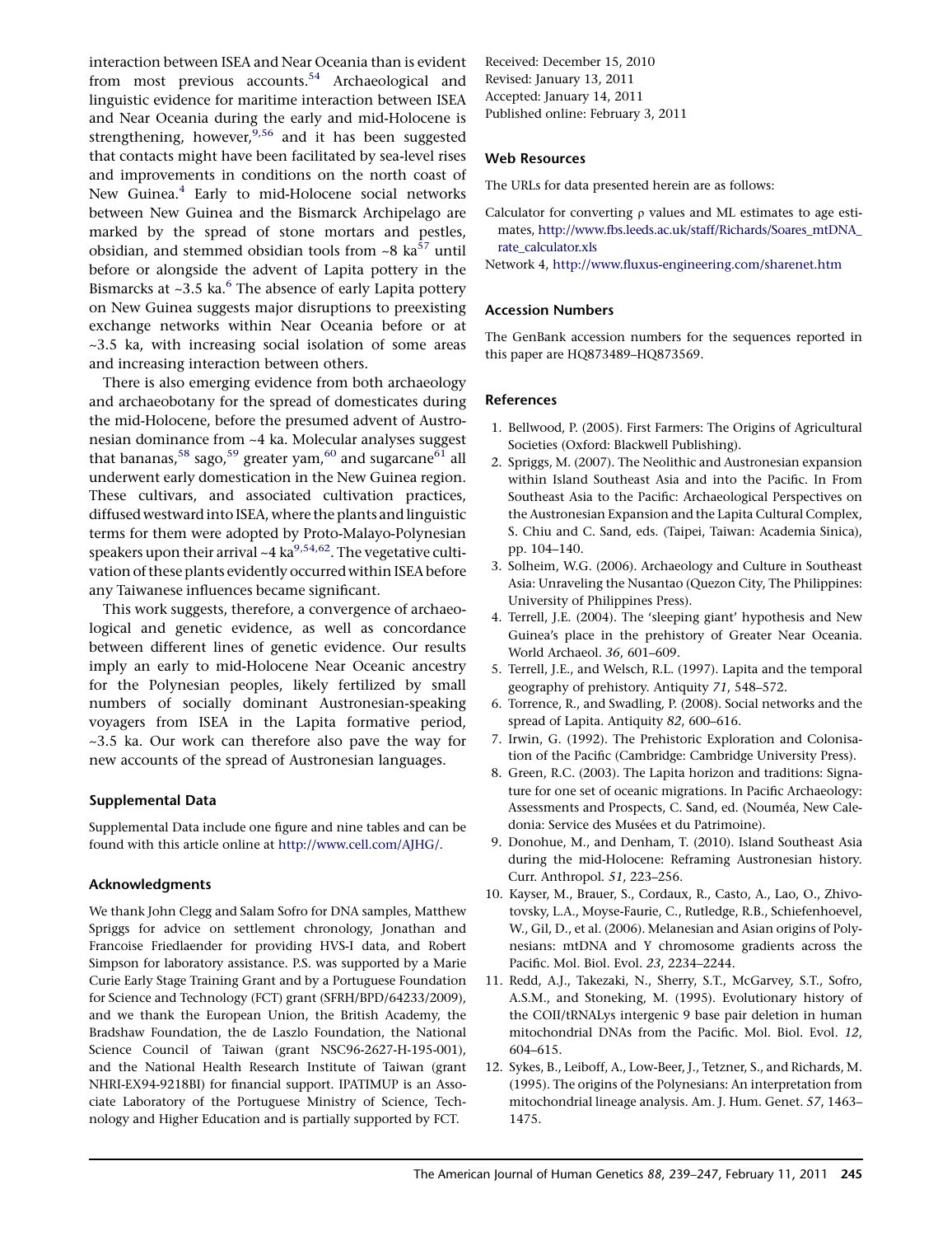interaction between ISEA and Near Oceania than is evident from most previous accounts.[54] Archaeological and linguistic evidence for maritime interaction between ISEA and Near Oceania during the early and mid-Holocene is strengthening, however,[9,56] and it has been suggested that contacts might have been facilitated by sea-level rises and improvements in conditions on the north coast of New Guinea.[4] Early to mid-Holocene social networks between New Guinea and the Bismarck Archipelago are marked by the spread of stone mortars and pestles, obsidian, and stemmed obsidian tools from ~8 ka[57] until before or alongside the advent of Lapita pottery in the Bismarcks at ~3.5 ka.[6] The absence of early Lapita pottery on New Guinea suggests major disruptions to preexisting exchange networks within Near Oceania before or at ~3.5 ka, with increasing social isolation of some areas and increasing interaction between others.

There is also emerging evidence from both archaeology and archaeobotany for the spread of domesticates during the mid-Holocene, before the presumed advent of Austronesian dominance from ~4 ka. Molecular analyses suggest that bananas,[58] sago,[59] greater yam,[60] and sugarcane[61] all underwent early domestication in the New Guinea region. These cultivars, and associated cultivation practices, diffused westward into ISEA, where the plants and linguistic terms for them were adopted by Proto-Malayo-Polynesian speakers upon their arrival ~4 ka[9,54,62]. The vegetative cultivation of these plants evidently occurred within ISEA before any Taiwanese influences became significant.

This work suggests, therefore, a convergence of archaeological and genetic evidence, as well as concordance between different lines of genetic evidence. Our results imply an early to mid-Holocene Near Oceanic ancestry for the Polynesian peoples, likely fertilized by small numbers of socially dominant Austronesian-speaking voyagers from ISEA in the Lapita formative period, ~3.5 ka. Our work can therefore also pave the way for new accounts of the spread of Austronesian languages.

### Supplemental Data

Supplemental Data include one figure and nine tables and can be found with this article online at http://www.cell.com/AJHG/.

### Acknowledgments

We thank John Clegg and Salam Sofro for DNA samples, Matthew Spriggs for advice on settlement chronology, Jonathan and Francoise Friedlaender for providing HVS-I data, and Robert Simpson for laboratory assistance. P.S. was supported by a Marie Curie Early Stage Training Grant and by a Portuguese Foundation for Science and Technology (FCT) grant (SFRH/BPD/64233/2009), and we thank the European Union, the British Academy, the Bradshaw Foundation, the de Laszlo Foundation, the National Science Council of Taiwan (grant NSC96-2627-H-195-001), and the National Health Research Institute of Taiwan (grant NHRI-EX94-9218BI) for financial support. IPATIMUP is an Associate Laboratory of the Portuguese Ministry of Science, Technology and Higher Education and is partially supported by FCT.

Received: December 15, 2010
Revised: January 13, 2011
Accepted: January 14, 2011
Published online: February 3, 2011

### Web Resources

The URLs for data presented herein are as follows:

Calculator for converting ρ values and ML estimates to age estimates, http://www.fbs.leeds.ac.uk/staff/Richards/Soares_mtDNA_rate_calculator.xls

Network 4, http://www.fluxus-engineering.com/sharenet.htm

### Accession Numbers

The GenBank accession numbers for the sequences reported in this paper are HQ873489–HQ873569.

### References

1. Bellwood, P. (2005). First Farmers: The Origins of Agricultural Societies (Oxford: Blackwell Publishing).
2. Spriggs, M. (2007). The Neolithic and Austronesian expansion within Island Southeast Asia and into the Pacific. In From Southeast Asia to the Pacific: Archaeological Perspectives on the Austronesian Expansion and the Lapita Cultural Complex, S. Chiu and C. Sand, eds. (Taipei, Taiwan: Academia Sinica), pp. 104–140.
3. Solheim, W.G. (2006). Archaeology and Culture in Southeast Asia: Unraveling the Nusantao (Quezon City, The Philippines: University of Philippines Press).
4. Terrell, J.E. (2004). The 'sleeping giant' hypothesis and New Guinea's place in the prehistory of Greater Near Oceania. World Archaeol. *36*, 601–609.
5. Terrell, J.E., and Welsch, R.L. (1997). Lapita and the temporal geography of prehistory. Antiquity *71*, 548–572.
6. Torrence, R., and Swadling, P. (2008). Social networks and the spread of Lapita. Antiquity *82*, 600–616.
7. Irwin, G. (1992). The Prehistoric Exploration and Colonisation of the Pacific (Cambridge: Cambridge University Press).
8. Green, R.C. (2003). The Lapita horizon and traditions: Signature for one set of oceanic migrations. In Pacific Archaeology: Assessments and Prospects, C. Sand, ed. (Nouméa, New Caledonia: Service des Musées et du Patrimoine).
9. Donohue, M., and Denham, T. (2010). Island Southeast Asia during the mid-Holocene: Reframing Austronesian history. Curr. Anthropol. *51*, 223–256.
10. Kayser, M., Brauer, S., Cordaux, R., Casto, A., Lao, O., Zhivotovsky, L.A., Moyse-Faurie, C., Rutledge, R.B., Schiefenhoevel, W., Gil, D., et al. (2006). Melanesian and Asian origins of Polynesians: mtDNA and Y chromosome gradients across the Pacific. Mol. Biol. Evol. *23*, 2234–2244.
11. Redd, A.J., Takezaki, N., Sherry, S.T., McGarvey, S.T., Sofro, A.S.M., and Stoneking, M. (1995). Evolutionary history of the COII/tRNALys intergenic 9 base pair deletion in human mitochondrial DNAs from the Pacific. Mol. Biol. Evol. *12*, 604–615.
12. Sykes, B., Leiboff, A., Low-Beer, J., Tetzner, S., and Richards, M. (1995). The origins of the Polynesians: An interpretation from mitochondrial lineage analysis. Am. J. Hum. Genet. *57*, 1463–1475.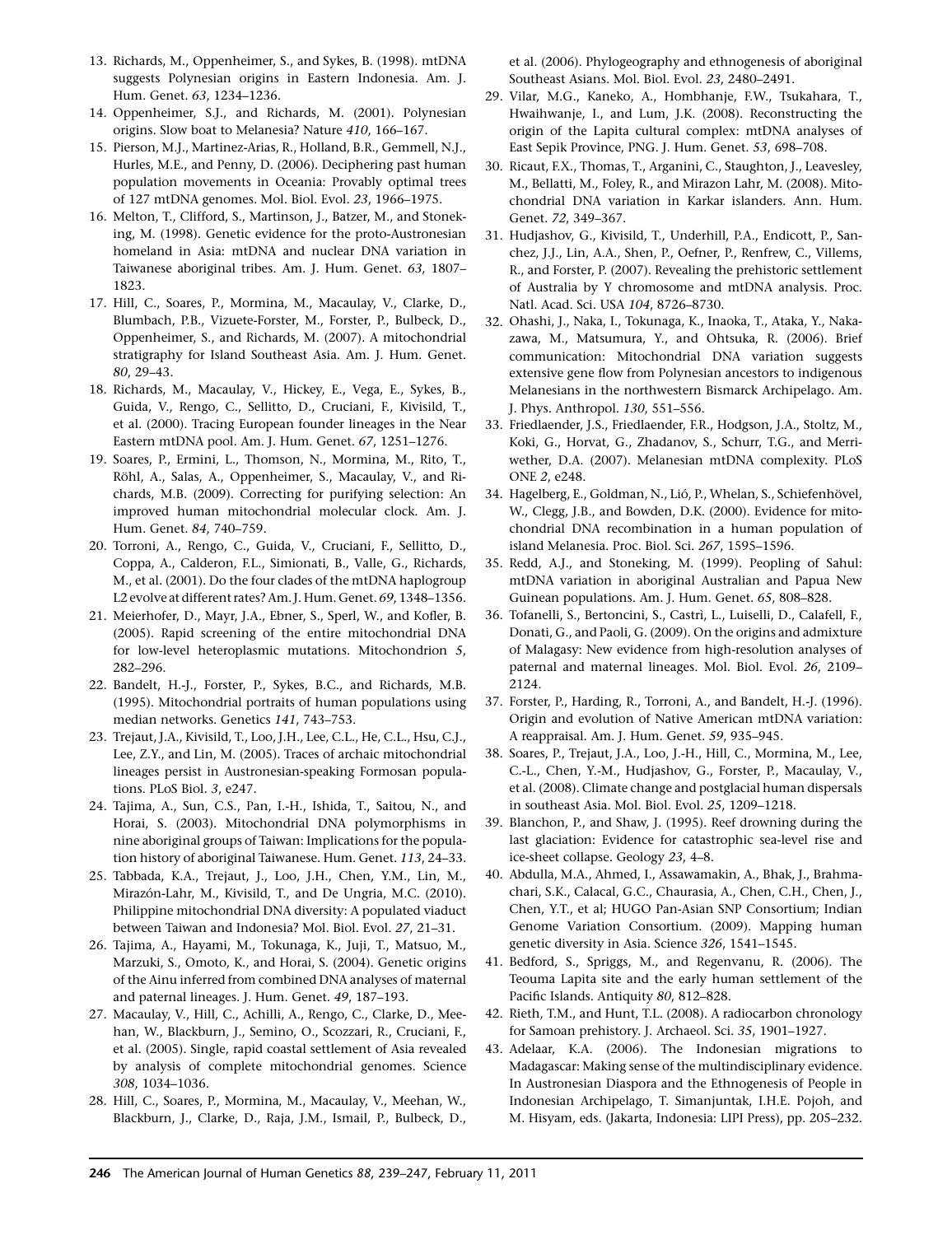13. Richards, M., Oppenheimer, S., and Sykes, B. (1998). mtDNA suggests Polynesian origins in Eastern Indonesia. Am. J. Hum. Genet. *63*, 1234–1236.
14. Oppenheimer, S.J., and Richards, M. (2001). Polynesian origins. Slow boat to Melanesia? Nature *410*, 166–167.
15. Pierson, M.J., Martinez-Arias, R., Holland, B.R., Gemmell, N.J., Hurles, M.E., and Penny, D. (2006). Deciphering past human population movements in Oceania: Provably optimal trees of 127 mtDNA genomes. Mol. Biol. Evol. *23*, 1966–1975.
16. Melton, T., Clifford, S., Martinson, J., Batzer, M., and Stoneking, M. (1998). Genetic evidence for the proto-Austronesian homeland in Asia: mtDNA and nuclear DNA variation in Taiwanese aboriginal tribes. Am. J. Hum. Genet. *63*, 1807–1823.
17. Hill, C., Soares, P., Mormina, M., Macaulay, V., Clarke, D., Blumbach, P.B., Vizuete-Forster, M., Forster, P., Bulbeck, D., Oppenheimer, S., and Richards, M. (2007). A mitochondrial stratigraphy for Island Southeast Asia. Am. J. Hum. Genet. *80*, 29–43.
18. Richards, M., Macaulay, V., Hickey, E., Vega, E., Sykes, B., Guida, V., Rengo, C., Sellitto, D., Cruciani, F., Kivisild, T., et al. (2000). Tracing European founder lineages in the Near Eastern mtDNA pool. Am. J. Hum. Genet. *67*, 1251–1276.
19. Soares, P., Ermini, L., Thomson, N., Mormina, M., Rito, T., Röhl, A., Salas, A., Oppenheimer, S., Macaulay, V., and Richards, M.B. (2009). Correcting for purifying selection: An improved human mitochondrial molecular clock. Am. J. Hum. Genet. *84*, 740–759.
20. Torroni, A., Rengo, C., Guida, V., Cruciani, F., Sellitto, D., Coppa, A., Calderon, F.L., Simionati, B., Valle, G., Richards, M., et al. (2001). Do the four clades of the mtDNA haplogroup L2 evolve at different rates? Am. J. Hum. Genet. *69*, 1348–1356.
21. Meierhofer, D., Mayr, J.A., Ebner, S., Sperl, W., and Kofler, B. (2005). Rapid screening of the entire mitochondrial DNA for low-level heteroplasmic mutations. Mitochondrion *5*, 282–296.
22. Bandelt, H.-J., Forster, P., Sykes, B.C., and Richards, M.B. (1995). Mitochondrial portraits of human populations using median networks. Genetics *141*, 743–753.
23. Trejaut, J.A., Kivisild, T., Loo, J.H., Lee, C.L., He, C.L., Hsu, C.J., Lee, Z.Y., and Lin, M. (2005). Traces of archaic mitochondrial lineages persist in Austronesian-speaking Formosan populations. PLoS Biol. *3*, e247.
24. Tajima, A., Sun, C.S., Pan, I.-H., Ishida, T., Saitou, N., and Horai, S. (2003). Mitochondrial DNA polymorphisms in nine aboriginal groups of Taiwan: Implications for the population history of aboriginal Taiwanese. Hum. Genet. *113*, 24–33.
25. Tabbada, K.A., Trejaut, J., Loo, J.H., Chen, Y.M., Lin, M., Mirazón-Lahr, M., Kivisild, T., and De Ungria, M.C. (2010). Philippine mitochondrial DNA diversity: A populated viaduct between Taiwan and Indonesia? Mol. Biol. Evol. *27*, 21–31.
26. Tajima, A., Hayami, M., Tokunaga, K., Juji, T., Matsuo, M., Marzuki, S., Omoto, K., and Horai, S. (2004). Genetic origins of the Ainu inferred from combined DNA analyses of maternal and paternal lineages. J. Hum. Genet. *49*, 187–193.
27. Macaulay, V., Hill, C., Achilli, A., Rengo, C., Clarke, D., Meehan, W., Blackburn, J., Semino, O., Scozzari, R., Cruciani, F., et al. (2005). Single, rapid coastal settlement of Asia revealed by analysis of complete mitochondrial genomes. Science *308*, 1034–1036.
28. Hill, C., Soares, P., Mormina, M., Macaulay, V., Meehan, W., Blackburn, J., Clarke, D., Raja, J.M., Ismail, P., Bulbeck, D., et al. (2006). Phylogeography and ethnogenesis of aboriginal Southeast Asians. Mol. Biol. Evol. *23*, 2480–2491.
29. Vilar, M.G., Kaneko, A., Hombhanje, F.W., Tsukahara, T., Hwaihwanje, I., and Lum, J.K. (2008). Reconstructing the origin of the Lapita cultural complex: mtDNA analyses of East Sepik Province, PNG. J. Hum. Genet. *53*, 698–708.
30. Ricaut, F.X., Thomas, T., Arganini, C., Staughton, J., Leavesley, M., Bellatti, M., Foley, R., and Mirazon Lahr, M. (2008). Mitochondrial DNA variation in Karkar islanders. Ann. Hum. Genet. *72*, 349–367.
31. Hudjashov, G., Kivisild, T., Underhill, P.A., Endicott, P., Sanchez, J.J., Lin, A.A., Shen, P., Oefner, P., Renfrew, C., Villems, R., and Forster, P. (2007). Revealing the prehistoric settlement of Australia by Y chromosome and mtDNA analysis. Proc. Natl. Acad. Sci. USA *104*, 8726–8730.
32. Ohashi, J., Naka, I., Tokunaga, K., Inaoka, T., Ataka, Y., Nakazawa, M., Matsumura, Y., and Ohtsuka, R. (2006). Brief communication: Mitochondrial DNA variation suggests extensive gene flow from Polynesian ancestors to indigenous Melanesians in the northwestern Bismarck Archipelago. Am. J. Phys. Anthropol. *130*, 551–556.
33. Friedlaender, J.S., Friedlaender, F.R., Hodgson, J.A., Stoltz, M., Koki, G., Horvat, G., Zhadanov, S., Schurr, T.G., and Merriwether, D.A. (2007). Melanesian mtDNA complexity. PLoS ONE *2*, e248.
34. Hagelberg, E., Goldman, N., Lió, P., Whelan, S., Schiefenhövel, W., Clegg, J.B., and Bowden, D.K. (2000). Evidence for mitochondrial DNA recombination in a human population of island Melanesia. Proc. Biol. Sci. *267*, 1595–1596.
35. Redd, A.J., and Stoneking, M. (1999). Peopling of Sahul: mtDNA variation in aboriginal Australian and Papua New Guinean populations. Am. J. Hum. Genet. *65*, 808–828.
36. Tofanelli, S., Bertoncini, S., Castrì, L., Luiselli, D., Calafell, F., Donati, G., and Paoli, G. (2009). On the origins and admixture of Malagasy: New evidence from high-resolution analyses of paternal and maternal lineages. Mol. Biol. Evol. *26*, 2109–2124.
37. Forster, P., Harding, R., Torroni, A., and Bandelt, H.-J. (1996). Origin and evolution of Native American mtDNA variation: A reappraisal. Am. J. Hum. Genet. *59*, 935–945.
38. Soares, P., Trejaut, J.A., Loo, J.-H., Hill, C., Mormina, M., Lee, C.-L., Chen, Y.-M., Hudjashov, G., Forster, P., Macaulay, V., et al. (2008). Climate change and postglacial human dispersals in southeast Asia. Mol. Biol. Evol. *25*, 1209–1218.
39. Blanchon, P., and Shaw, J. (1995). Reef drowning during the last glaciation: Evidence for catastrophic sea-level rise and ice-sheet collapse. Geology *23*, 4–8.
40. Abdulla, M.A., Ahmed, I., Assawamakin, A., Bhak, J., Brahmachari, S.K., Calacal, G.C., Chaurasia, A., Chen, C.H., Chen, J., Chen, Y.T., et al; HUGO Pan-Asian SNP Consortium; Indian Genome Variation Consortium. (2009). Mapping human genetic diversity in Asia. Science *326*, 1541–1545.
41. Bedford, S., Spriggs, M., and Regenvanu, R. (2006). The Teouma Lapita site and the early human settlement of the Pacific Islands. Antiquity *80*, 812–828.
42. Rieth, T.M., and Hunt, T.L. (2008). A radiocarbon chronology for Samoan prehistory. J. Archaeol. Sci. *35*, 1901–1927.
43. Adelaar, K.A. (2006). The Indonesian migrations to Madagascar: Making sense of the multidisciplinary evidence. In Austronesian Diaspora and the Ethnogenesis of People in Indonesian Archipelago, T. Simanjuntak, I.H.E. Pojoh, and M. Hisyam, eds. (Jakarta, Indonesia: LIPI Press), pp. 205–232.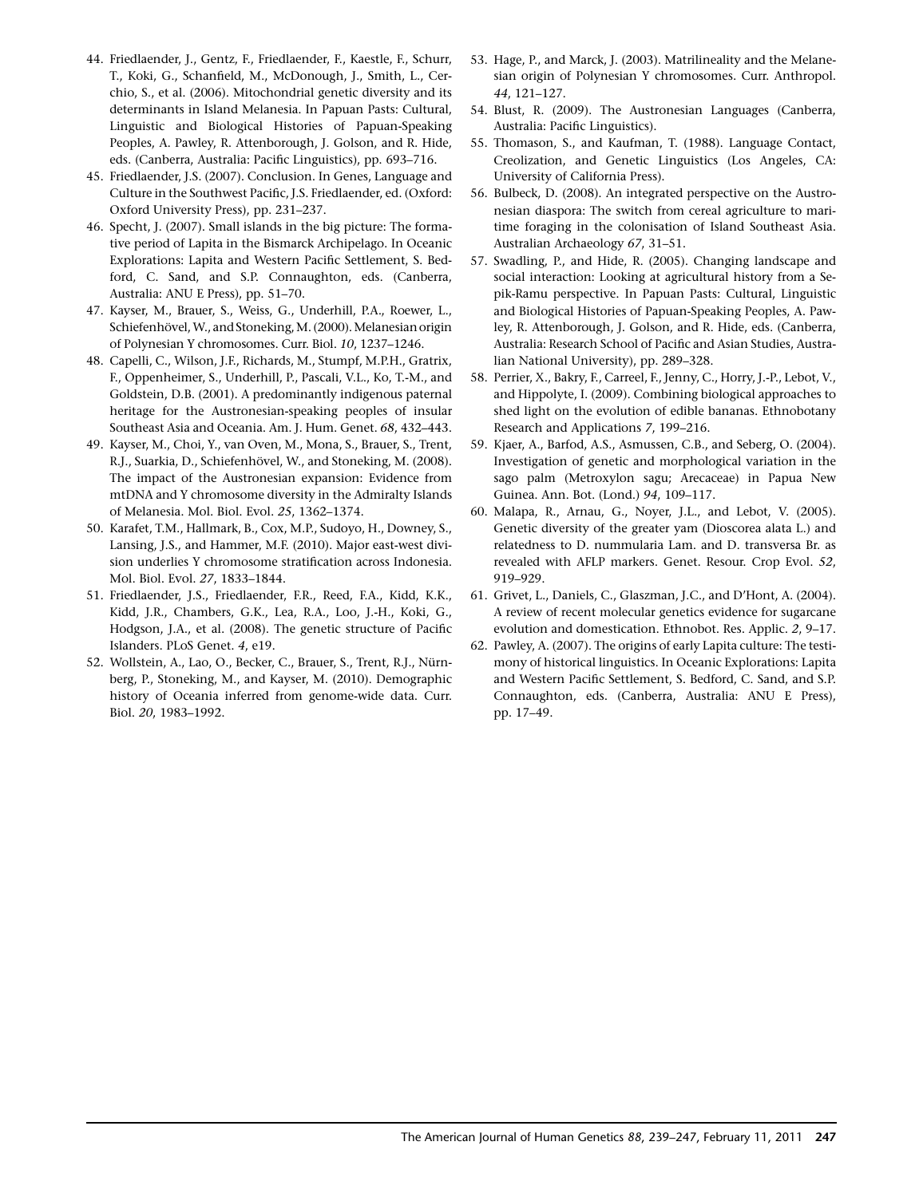44. Friedlaender, J., Gentz, F., Friedlaender, F., Kaestle, F., Schurr, T., Koki, G., Schanfield, M., McDonough, J., Smith, L., Cerchio, S., et al. (2006). Mitochondrial genetic diversity and its determinants in Island Melanesia. In Papuan Pasts: Cultural, Linguistic and Biological Histories of Papuan-Speaking Peoples, A. Pawley, R. Attenborough, J. Golson, and R. Hide, eds. (Canberra, Australia: Pacific Linguistics), pp. 693–716.
45. Friedlaender, J.S. (2007). Conclusion. In Genes, Language and Culture in the Southwest Pacific, J.S. Friedlaender, ed. (Oxford: Oxford University Press), pp. 231–237.
46. Specht, J. (2007). Small islands in the big picture: The formative period of Lapita in the Bismarck Archipelago. In Oceanic Explorations: Lapita and Western Pacific Settlement, S. Bedford, C. Sand, and S.P. Connaughton, eds. (Canberra, Australia: ANU E Press), pp. 51–70.
47. Kayser, M., Brauer, S., Weiss, G., Underhill, P.A., Roewer, L., Schiefenhövel, W., and Stoneking, M. (2000). Melanesian origin of Polynesian Y chromosomes. Curr. Biol. *10*, 1237–1246.
48. Capelli, C., Wilson, J.F., Richards, M., Stumpf, M.P.H., Gratrix, F., Oppenheimer, S., Underhill, P., Pascali, V.L., Ko, T.-M., and Goldstein, D.B. (2001). A predominantly indigenous paternal heritage for the Austronesian-speaking peoples of insular Southeast Asia and Oceania. Am. J. Hum. Genet. *68*, 432–443.
49. Kayser, M., Choi, Y., van Oven, M., Mona, S., Brauer, S., Trent, R.J., Suarkia, D., Schiefenhövel, W., and Stoneking, M. (2008). The impact of the Austronesian expansion: Evidence from mtDNA and Y chromosome diversity in the Admiralty Islands of Melanesia. Mol. Biol. Evol. *25*, 1362–1374.
50. Karafet, T.M., Hallmark, B., Cox, M.P., Sudoyo, H., Downey, S., Lansing, J.S., and Hammer, M.F. (2010). Major east-west division underlies Y chromosome stratification across Indonesia. Mol. Biol. Evol. *27*, 1833–1844.
51. Friedlaender, J.S., Friedlaender, F.R., Reed, F.A., Kidd, K.K., Kidd, J.R., Chambers, G.K., Lea, R.A., Loo, J.-H., Koki, G., Hodgson, J.A., et al. (2008). The genetic structure of Pacific Islanders. PLoS Genet. *4*, e19.
52. Wollstein, A., Lao, O., Becker, C., Brauer, S., Trent, R.J., Nürnberg, P., Stoneking, M., and Kayser, M. (2010). Demographic history of Oceania inferred from genome-wide data. Curr. Biol. *20*, 1983–1992.
53. Hage, P., and Marck, J. (2003). Matrilineality and the Melanesian origin of Polynesian Y chromosomes. Curr. Anthropol. *44*, 121–127.
54. Blust, R. (2009). The Austronesian Languages (Canberra, Australia: Pacific Linguistics).
55. Thomason, S., and Kaufman, T. (1988). Language Contact, Creolization, and Genetic Linguistics (Los Angeles, CA: University of California Press).
56. Bulbeck, D. (2008). An integrated perspective on the Austronesian diaspora: The switch from cereal agriculture to maritime foraging in the colonisation of Island Southeast Asia. Australian Archaeology *67*, 31–51.
57. Swadling, P., and Hide, R. (2005). Changing landscape and social interaction: Looking at agricultural history from a Sepik-Ramu perspective. In Papuan Pasts: Cultural, Linguistic and Biological Histories of Papuan-Speaking Peoples, A. Pawley, R. Attenborough, J. Golson, and R. Hide, eds. (Canberra, Australia: Research School of Pacific and Asian Studies, Australian National University), pp. 289–328.
58. Perrier, X., Bakry, F., Carreel, F., Jenny, C., Horry, J.-P., Lebot, V., and Hippolyte, I. (2009). Combining biological approaches to shed light on the evolution of edible bananas. Ethnobotany Research and Applications *7*, 199–216.
59. Kjaer, A., Barfod, A.S., Asmussen, C.B., and Seberg, O. (2004). Investigation of genetic and morphological variation in the sago palm (Metroxylon sagu; Arecaceae) in Papua New Guinea. Ann. Bot. (Lond.) *94*, 109–117.
60. Malapa, R., Arnau, G., Noyer, J.L., and Lebot, V. (2005). Genetic diversity of the greater yam (Dioscorea alata L.) and relatedness to D. nummularia Lam. and D. transversa Br. as revealed with AFLP markers. Genet. Resour. Crop Evol. *52*, 919–929.
61. Grivet, L., Daniels, C., Glaszman, J.C., and D'Hont, A. (2004). A review of recent molecular genetics evidence for sugarcane evolution and domestication. Ethnobot. Res. Applic. *2*, 9–17.
62. Pawley, A. (2007). The origins of early Lapita culture: The testimony of historical linguistics. In Oceanic Explorations: Lapita and Western Pacific Settlement, S. Bedford, C. Sand, and S.P. Connaughton, eds. (Canberra, Australia: ANU E Press), pp. 17–49.